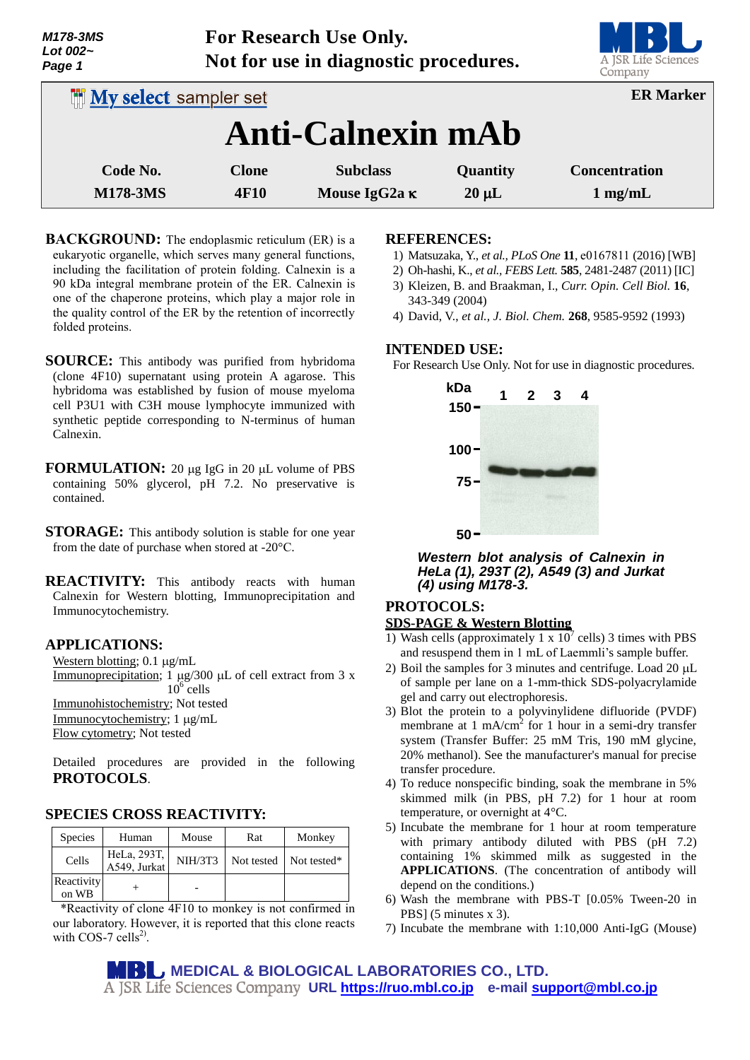M178-3MS
Lot 002~

**For Research Use Only.**
**Not for use in diagnostic procedures.**

My select sampler set

**ER Marker**

# Anti-Calnexin mAb

| Code No. | Clone | Subclass | Quantity | Concentration |
|---|---|---|---|---|
| M178-3MS | 4F10 | Mouse IgG2a κ | 20 μL | 1 mg/mL |

**BACKGROUND:** The endoplasmic reticulum (ER) is a eukaryotic organelle, which serves many general functions, including the facilitation of protein folding. Calnexin is a 90 kDa integral membrane protein of the ER. Calnexin is one of the chaperone proteins, which play a major role in the quality control of the ER by the retention of incorrectly folded proteins.

**SOURCE:** This antibody was purified from hybridoma (clone 4F10) supernatant using protein A agarose. This hybridoma was established by fusion of mouse myeloma cell P3U1 with C3H mouse lymphocyte immunized with synthetic peptide corresponding to N-terminus of human Calnexin.

**FORMULATION:** 20 μg IgG in 20 μL volume of PBS containing 50% glycerol, pH 7.2. No preservative is contained.

**STORAGE:** This antibody solution is stable for one year from the date of purchase when stored at -20°C.

**REACTIVITY:** This antibody reacts with human Calnexin for Western blotting, Immunoprecipitation and Immunocytochemistry.

## APPLICATIONS:

Western blotting; 0.1 μg/mL
Immunoprecipitation; 1 μg/300 μL of cell extract from 3 x $10^6$ cells
Immunohistochemistry; Not tested
Immunocytochemistry; 1 μg/mL
Flow cytometry; Not tested

Detailed procedures are provided in the following **PROTOCOLS**.

## SPECIES CROSS REACTIVITY:

| Species | Human | Mouse | Rat | Monkey |
|---|---|---|---|---|
| Cells | HeLa, 293T, A549, Jurkat | NIH/3T3 | Not tested | Not tested* |
| Reactivity on WB | + | - | | |

*Reactivity of clone 4F10 to monkey is not confirmed in our laboratory. However, it is reported that this clone reacts with COS-7 cells[2].

## REFERENCES:

1) Matsuzaka, Y., *et al.*, *PLoS One* **11**, e0167811 (2016) [WB]
2) Oh-hashi, K., *et al.*, *FEBS Lett.* **585**, 2481-2487 (2011) [IC]
3) Kleizen, B. and Braakman, I., *Curr. Opin. Cell Biol.* **16**, 343-349 (2004)
4) David, V., *et al.*, *J. Biol. Chem.* **268**, 9585-9592 (1993)

## INTENDED USE:

For Research Use Only. Not for use in diagnostic procedures.

*Western blot analysis of Calnexin in HeLa (1), 293T (2), A549 (3) and Jurkat (4) using M178-3.*

## PROTOCOLS:

**SDS-PAGE & Western Blotting**

1) Wash cells (approximately 1 x $10^7$ cells) 3 times with PBS and resuspend them in 1 mL of Laemmli's sample buffer.
2) Boil the samples for 3 minutes and centrifuge. Load 20 μL of sample per lane on a 1-mm-thick SDS-polyacrylamide gel and carry out electrophoresis.
3) Blot the protein to a polyvinylidene difluoride (PVDF) membrane at 1 mA/$cm^2$ for 1 hour in a semi-dry transfer system (Transfer Buffer: 25 mM Tris, 190 mM glycine, 20% methanol). See the manufacturer's manual for precise transfer procedure.
4) To reduce nonspecific binding, soak the membrane in 5% skimmed milk (in PBS, pH 7.2) for 1 hour at room temperature, or overnight at 4°C.
5) Incubate the membrane for 1 hour at room temperature with primary antibody diluted with PBS (pH 7.2) containing 1% skimmed milk as suggested in the **APPLICATIONS**. (The concentration of antibody will depend on the conditions.)
6) Wash the membrane with PBS-T [0.05% Tween-20 in PBS] (5 minutes x 3).
7) Incubate the membrane with 1:10,000 Anti-IgG (Mouse)

MEDICAL & BIOLOGICAL LABORATORIES CO., LTD.
A JSR Life Sciences Company URL https://ruo.mbl.co.jp e-mail support@mbl.co.jp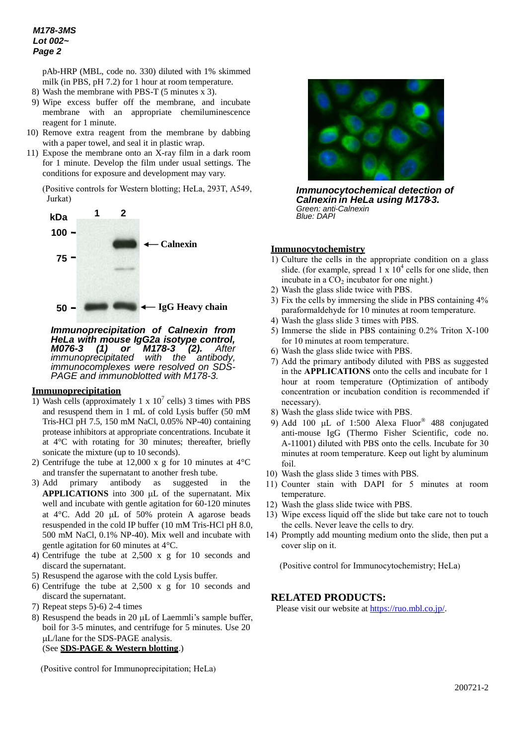pAb-HRP (MBL, code no. 330) diluted with 1% skimmed milk (in PBS, pH 7.2) for 1 hour at room temperature.

8) Wash the membrane with PBS-T (5 minutes x 3).
9) Wipe excess buffer off the membrane, and incubate membrane with an appropriate chemiluminescence reagent for 1 minute.
10) Remove extra reagent from the membrane by dabbing with a paper towel, and seal it in plastic wrap.
11) Expose the membrane onto an X-ray film in a dark room for 1 minute. Develop the film under usual settings. The conditions for exposure and development may vary.

(Positive controls for Western blotting; HeLa, 293T, A549, Jurkat)

kDa
1 2
100
75
50
Calnexin
IgG Heavy chain

*Immunoprecipitation of Calnexin from HeLa with mouse IgG2a isotype control, M076-3 (1) or M178-3 (2). After immunoprecipitated with the antibody, immunocomplexes were resolved on SDS-PAGE and immunoblotted with M178-3.*

## Immunoprecipitation

1) Wash cells (approximately 1 x $10^7$ cells) 3 times with PBS and resuspend them in 1 mL of cold Lysis buffer (50 mM Tris-HCl pH 7.5, 150 mM NaCl, 0.05% NP-40) containing protease inhibitors at appropriate concentrations. Incubate it at 4°C with rotating for 30 minutes; thereafter, briefly sonicate the mixture (up to 10 seconds).
2) Centrifuge the tube at 12,000 x g for 10 minutes at 4°C and transfer the supernatant to another fresh tube.
3) Add primary antibody as suggested in the **APPLICATIONS** into 300 µL of the supernatant. Mix well and incubate with gentle agitation for 60-120 minutes at 4°C. Add 20 µL of 50% protein A agarose beads resuspended in the cold IP buffer (10 mM Tris-HCl pH 8.0, 500 mM NaCl, 0.1% NP-40). Mix well and incubate with gentle agitation for 60 minutes at 4°C.
4) Centrifuge the tube at 2,500 x g for 10 seconds and discard the supernatant.
5) Resuspend the agarose with the cold Lysis buffer.
6) Centrifuge the tube at 2,500 x g for 10 seconds and discard the supernatant.
7) Repeat steps 5)-6) 2-4 times
8) Resuspend the beads in 20 µL of Laemmli's sample buffer, boil for 3-5 minutes, and centrifuge for 5 minutes. Use 20 µL/lane for the SDS-PAGE analysis.
(See **SDS-PAGE & Western blotting**.)

(Positive control for Immunoprecipitation; HeLa)

***Immunocytochemical detection of Calnexin in HeLa using M178-3.***
*Green: anti-Calnexin*
*Blue: DAPI*

## Immunocytochemistry

1) Culture the cells in the appropriate condition on a glass slide. (for example, spread 1 x $10^4$ cells for one slide, then incubate in a $CO_2$ incubator for one night.)
2) Wash the glass slide twice with PBS.
3) Fix the cells by immersing the slide in PBS containing 4% paraformaldehyde for 10 minutes at room temperature.
4) Wash the glass slide 3 times with PBS.
5) Immerse the slide in PBS containing 0.2% Triton X-100 for 10 minutes at room temperature.
6) Wash the glass slide twice with PBS.
7) Add the primary antibody diluted with PBS as suggested in the **APPLICATIONS** onto the cells and incubate for 1 hour at room temperature (Optimization of antibody concentration or incubation condition is recommended if necessary).
8) Wash the glass slide twice with PBS.
9) Add 100 µL of 1:500 Alexa Fluor® 488 conjugated anti-mouse IgG (Thermo Fisher Scientific, code no. A-11001) diluted with PBS onto the cells. Incubate for 30 minutes at room temperature. Keep out light by aluminum foil.
10) Wash the glass slide 3 times with PBS.
11) Counter stain with DAPI for 5 minutes at room temperature.
12) Wash the glass slide twice with PBS.
13) Wipe excess liquid off the slide but take care not to touch the cells. Never leave the cells to dry.
14) Promptly add mounting medium onto the slide, then put a cover slip on it.

(Positive control for Immunocytochemistry; HeLa)

## RELATED PRODUCTS:

Please visit our website at https://ruo.mbl.co.jp/.